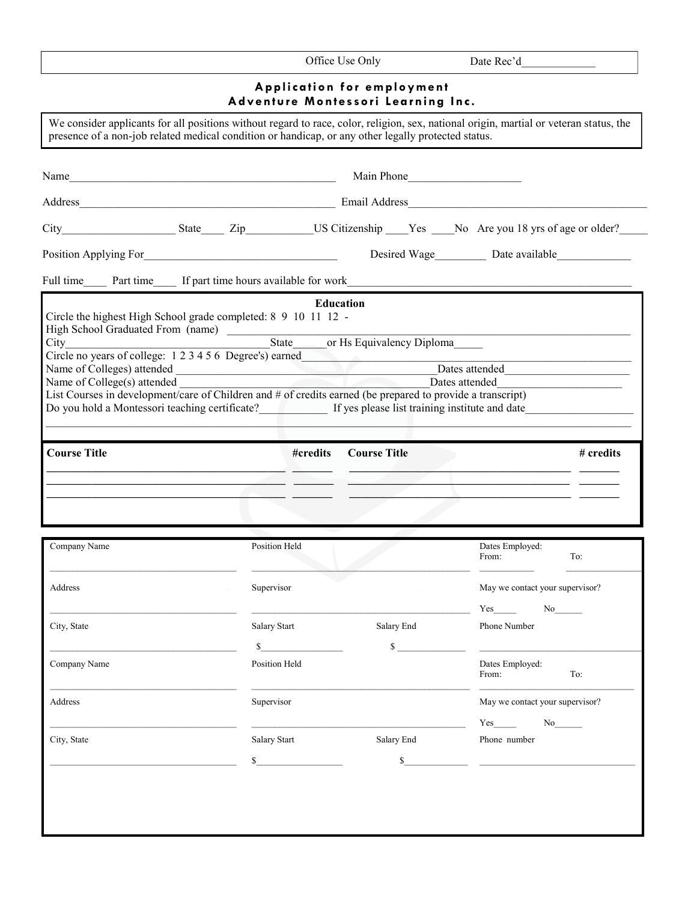Office Use Only Date Rec'd_____________

## Application for employment
## Adventure Montessori Learning Inc.

We consider applicants for all positions without regard to race, color, religion, sex, national origin, martial or veteran status, the presence of a non-job related medical condition or handicap, or any other legally protected status.

Name_______________________________________________ Main Phone____________________

Address_____________________________________________ Email Address___________________________________________

City___________________ State____ Zip___________US Citizenship ____Yes ____No Are you 18 yrs of age or older?_____

Position Applying For__________________________________ Desired Wage_________ Date available_____________

Full time____ Part time____ If part time hours available for work_______________________________________________

### Education

Circle the highest High School grade completed: 8 9 10 11 12 -

High School Graduated From (name) _______________________________________________________________

City_______________________________________State______or Hs Equivalency Diploma_____

Circle no years of college: 1 2 3 4 5 6 Degree's) earned_________________________________________________

Name of Colleges) attended ___________________________________________Dates attended_____________________

Name of College(s) attended ___________________________________________Dates attended_____________________

List Courses in development/care of Children and # of credits earned (be prepared to provide a transcript)

Do you hold a Montessori teaching certificate?___________ If yes please list training institute and date___________________

_____________________________________________________________________________________________

| Course Title | #credits | Course Title | # credits |
| --- | --- | --- | --- |
| | | | |
| | | | |
| | | | |

| Company Name | Position Held | | Dates Employed: From: To: |
| --- | --- | --- | --- |
| Address | Supervisor | | May we contact your supervisor? Yes_____ No______ |
| City, State | Salary Start $ | Salary End $ | Phone Number |

| Company Name | Position Held | | Dates Employed: From: To: |
| --- | --- | --- | --- |
| Address | Supervisor | | May we contact your supervisor? Yes_____ No______ |
| City, State | Salary Start $ | Salary End $ | Phone number |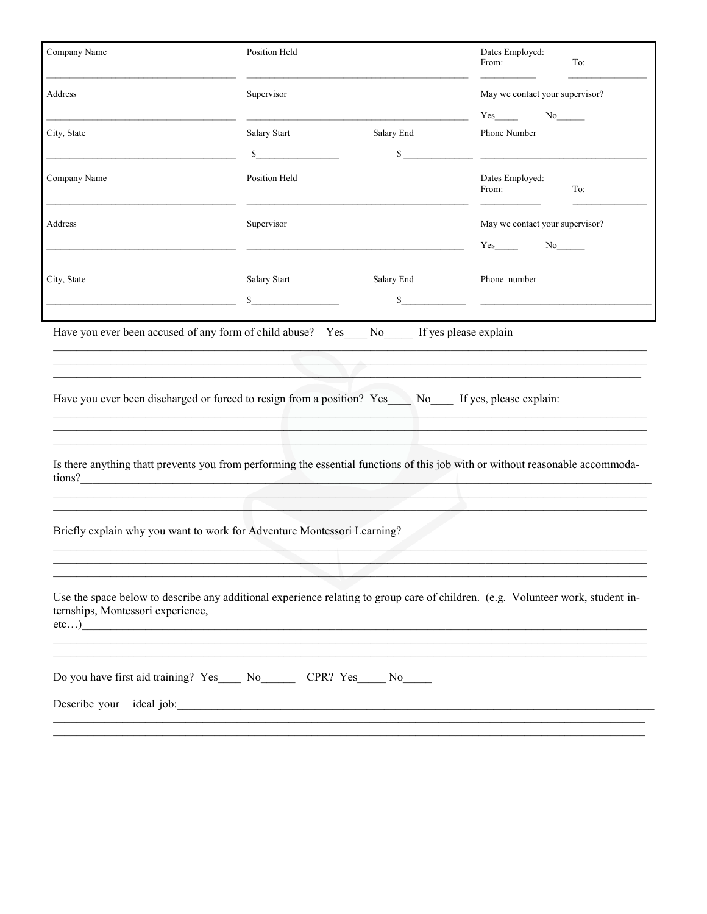| Company Name | Position Held | | Dates Employed: From: ______ To: ______ |
|---|---|---|---|
| Address | Supervisor | | May we contact your supervisor? Yes_____ No______ |
| City, State | Salary Start $__________ | Salary End $__________ | Phone Number |
| Company Name | Position Held | | Dates Employed: From: ______ To: ______ |
| Address | Supervisor | | May we contact your supervisor? Yes_____ No______ |
| City, State | Salary Start $__________ | Salary End $__________ | Phone number |

Have you ever been accused of any form of child abuse? Yes____ No_____ If yes please explain

______________________________________________________________________________________________

______________________________________________________________________________________________

______________________________________________________________________________________________

Have you ever been discharged or forced to resign from a position? Yes____ No____ If yes, please explain:

______________________________________________________________________________________________

______________________________________________________________________________________________

______________________________________________________________________________________________

Is there anything thatt prevents you from performing the essential functions of this job with or without reasonable accommodations?______________________________________________________________________________________

______________________________________________________________________________________________

______________________________________________________________________________________________

Briefly explain why you want to work for Adventure Montessori Learning?

______________________________________________________________________________________________

______________________________________________________________________________________________

______________________________________________________________________________________________

Use the space below to describe any additional experience relating to group care of children. (e.g. Volunteer work, student internships, Montessori experience, etc…)______________________________________________________________________________________

______________________________________________________________________________________________

______________________________________________________________________________________________

Do you have first aid training? Yes____ No______ CPR? Yes_____ No_____

Describe your ideal job:_______________________________________________________________________

______________________________________________________________________________________________

______________________________________________________________________________________________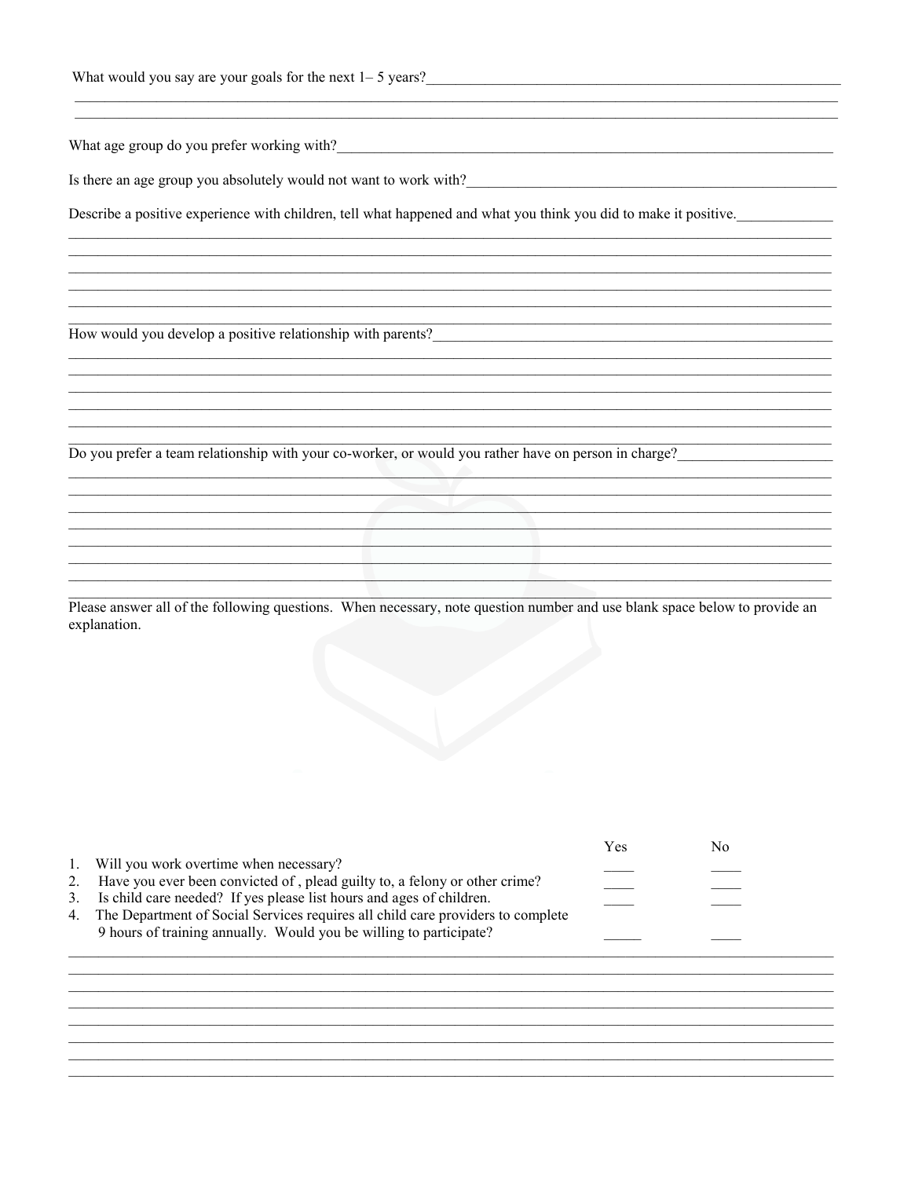What would you say are your goals for the next 1– 5 years?____________________________________________________________

What age group do you prefer working with?____________________________________________________________

Is there an age group you absolutely would not want to work with?______________________________________________

Describe a positive experience with children, tell what happened and what you think you did to make it positive.____________

How would you develop a positive relationship with parents?____________________________________________________

Do you prefer a team relationship with your co-worker, or would you rather have on person in charge?____________________

Please answer all of the following questions. When necessary, note question number and use blank space below to provide an explanation.

| | Yes | No |
|---|---|---|
| 1. Will you work overtime when necessary? | ____ | ____ |
| 2. Have you ever been convicted of , plead guilty to, a felony or other crime? | ____ | ____ |
| 3. Is child care needed? If yes please list hours and ages of children. | ____ | ____ |
| 4. The Department of Social Services requires all child care providers to complete 9 hours of training annually. Would you be willing to participate? | _____ | ____ |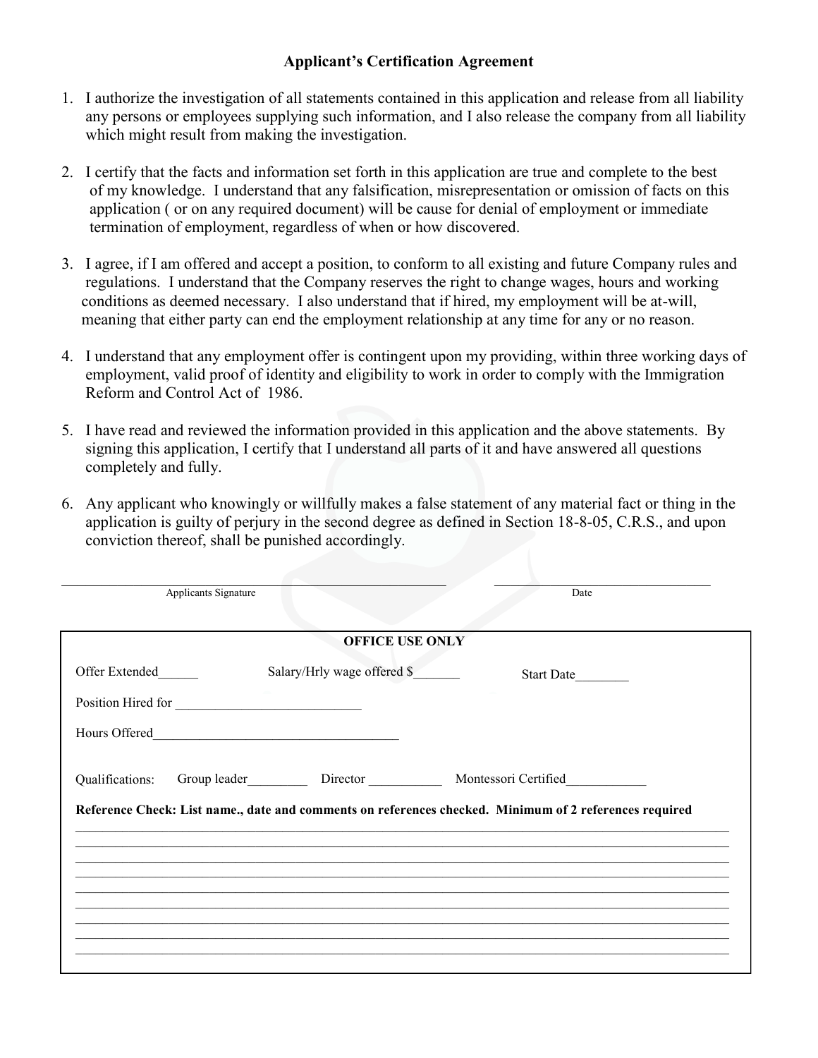## Applicant's Certification Agreement

1. I authorize the investigation of all statements contained in this application and release from all liability any persons or employees supplying such information, and I also release the company from all liability which might result from making the investigation.

2. I certify that the facts and information set forth in this application are true and complete to the best of my knowledge. I understand that any falsification, misrepresentation or omission of facts on this application ( or on any required document) will be cause for denial of employment or immediate termination of employment, regardless of when or how discovered.

3. I agree, if I am offered and accept a position, to conform to all existing and future Company rules and regulations. I understand that the Company reserves the right to change wages, hours and working conditions as deemed necessary. I also understand that if hired, my employment will be at-will, meaning that either party can end the employment relationship at any time for any or no reason.

4. I understand that any employment offer is contingent upon my providing, within three working days of employment, valid proof of identity and eligibility to work in order to comply with the Immigration Reform and Control Act of 1986.

5. I have read and reviewed the information provided in this application and the above statements. By signing this application, I certify that I understand all parts of it and have answered all questions completely and fully.

6. Any applicant who knowingly or willfully makes a false statement of any material fact or thing in the application is guilty of perjury in the second degree as defined in Section 18-8-05, C.R.S., and upon conviction thereof, shall be punished accordingly.

_______________________________________ Applicants Signature

_______________________ Date

**OFFICE USE ONLY**

Offer Extended______ Salary/Hrly wage offered $_______ Start Date________

Position Hired for ___________________________

Hours Offered____________________________________

Qualifications: Group leader_________ Director ___________ Montessori Certified____________

**Reference Check: List name., date and comments on references checked. Minimum of 2 references required**

____________________________________________________________________________________________

____________________________________________________________________________________________

____________________________________________________________________________________________

____________________________________________________________________________________________

____________________________________________________________________________________________

____________________________________________________________________________________________

____________________________________________________________________________________________

____________________________________________________________________________________________

____________________________________________________________________________________________